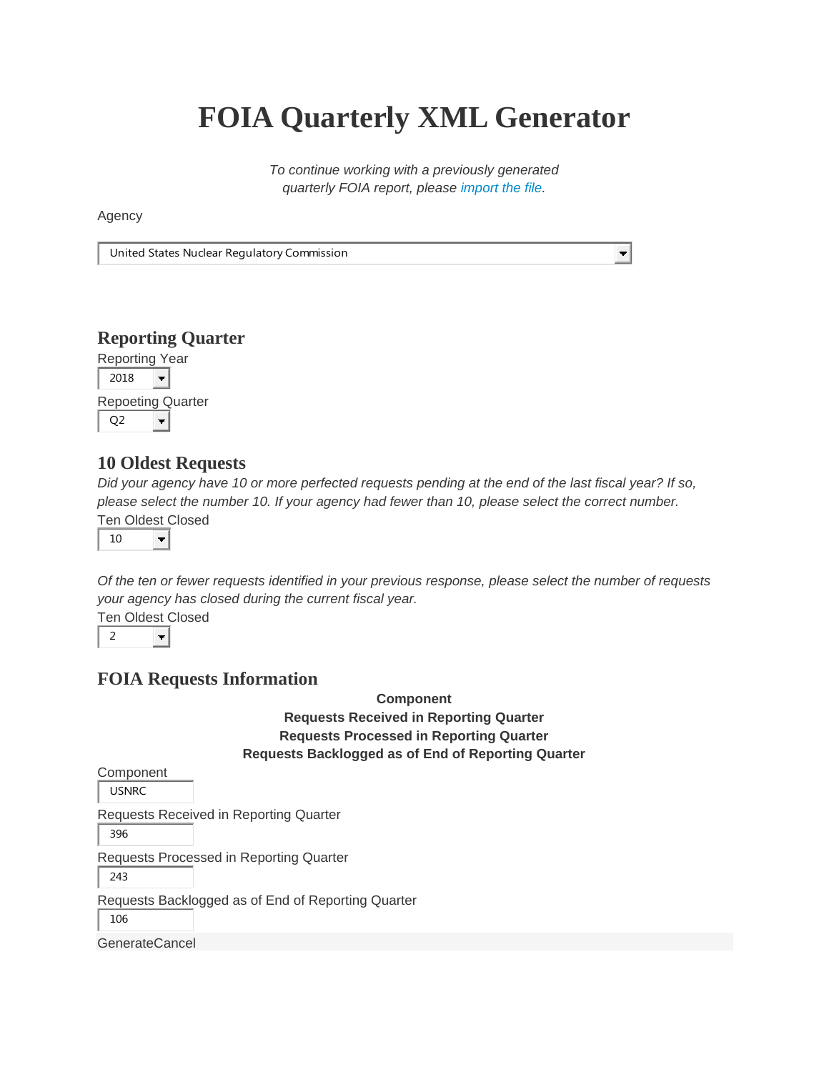# FOIA Quarterly XML Generator

*To continue working with a previously generated quarterly FOIA report, please import the file.*

Agency

United States Nuclear Regulatory Commission

## Reporting Quarter

Reporting Year

2018

Repoeting Quarter

Q2

## 10 Oldest Requests

*Did your agency have 10 or more perfected requests pending at the end of the last fiscal year? If so, please select the number 10. If your agency had fewer than 10, please select the correct number.*

Ten Oldest Closed

10

*Of the ten or fewer requests identified in your previous response, please select the number of requests your agency has closed during the current fiscal year.*

Ten Oldest Closed

2

## FOIA Requests Information

**Component**
**Requests Received in Reporting Quarter**
**Requests Processed in Reporting Quarter**
**Requests Backlogged as of End of Reporting Quarter**

Component

USNRC

Requests Received in Reporting Quarter

396

Requests Processed in Reporting Quarter

243

Requests Backlogged as of End of Reporting Quarter

106

GenerateCancel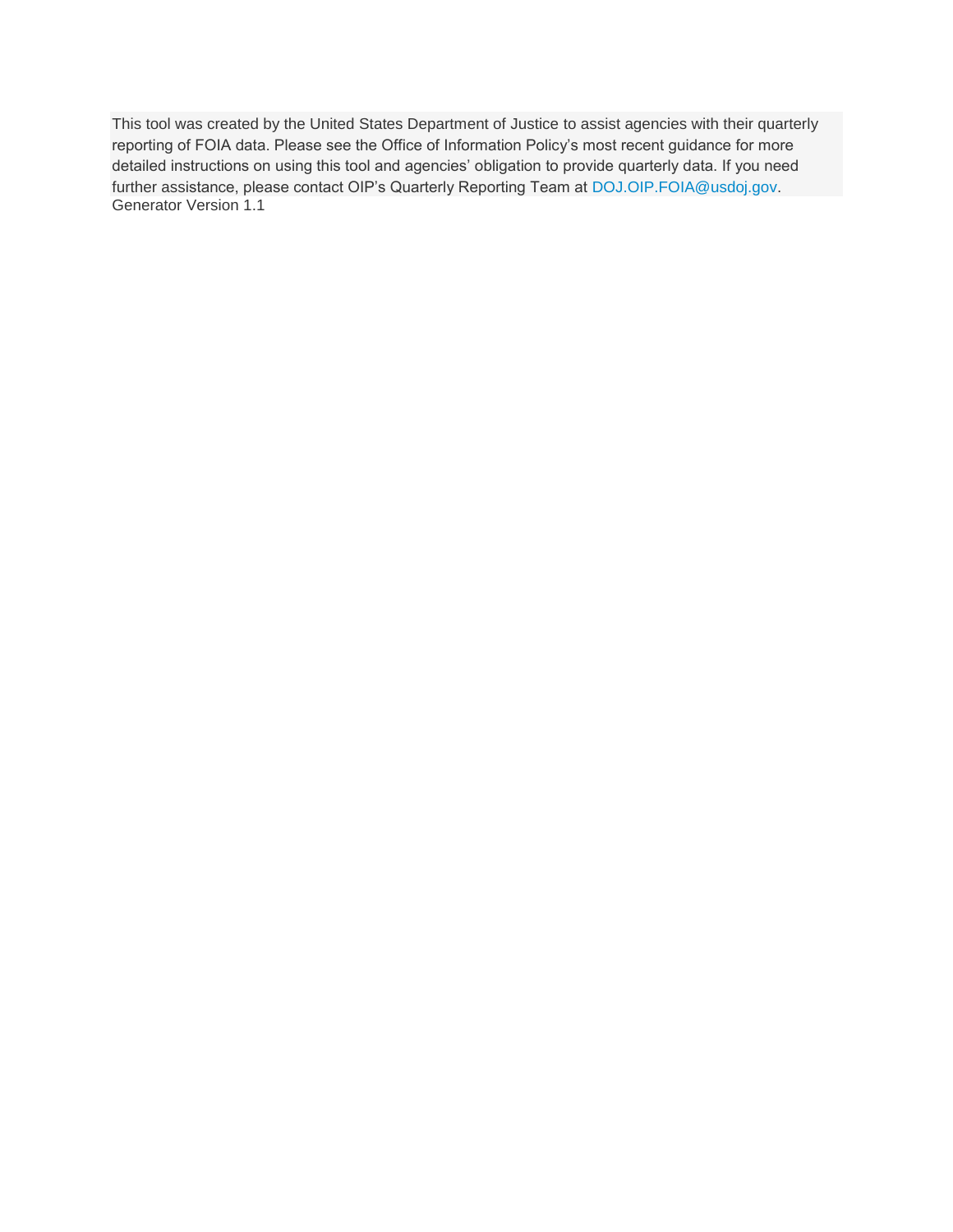This tool was created by the United States Department of Justice to assist agencies with their quarterly reporting of FOIA data. Please see the Office of Information Policy's most recent guidance for more detailed instructions on using this tool and agencies' obligation to provide quarterly data. If you need further assistance, please contact OIP's Quarterly Reporting Team at DOJ.OIP.FOIA@usdoj.gov.

Generator Version 1.1